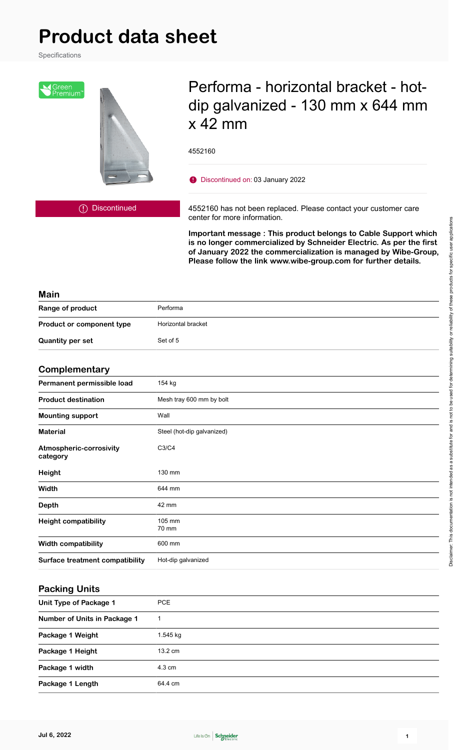# Product data sheet

Specifications

Green Premium™

Discontinued

# Performa - horizontal bracket - hot-dip galvanized - 130 mm x 644 mm x 42 mm

4552160

Discontinued on: 03 January 2022

4552160 has not been replaced. Please contact your customer care center for more information.

**Important message : This product belongs to Cable Support which is no longer commercialized by Schneider Electric. As per the first of January 2022 the commercialization is managed by Wibe-Group, Please follow the link www.wibe-group.com for further details.**

## Main

| | |
|---|---|
| **Range of product** | Performa |
| **Product or component type** | Horizontal bracket |
| **Quantity per set** | Set of 5 |

## Complementary

| | |
|---|---|
| **Permanent permissible load** | 154 kg |
| **Product destination** | Mesh tray 600 mm by bolt |
| **Mounting support** | Wall |
| **Material** | Steel (hot-dip galvanized) |
| **Atmospheric-corrosivity category** | C3/C4 |
| **Height** | 130 mm |
| **Width** | 644 mm |
| **Depth** | 42 mm |
| **Height compatibility** | 105 mm<br>70 mm |
| **Width compatibility** | 600 mm |
| **Surface treatment compatibility** | Hot-dip galvanized |

## Packing Units

| | |
|---|---|
| **Unit Type of Package 1** | PCE |
| **Number of Units in Package 1** | 1 |
| **Package 1 Weight** | 1.545 kg |
| **Package 1 Height** | 13.2 cm |
| **Package 1 width** | 4.3 cm |
| **Package 1 Length** | 64.4 cm |

Disclaimer: This documentation is not intended as a substitute for and is not to be used for determining suitability or reliability of these products for specific user applications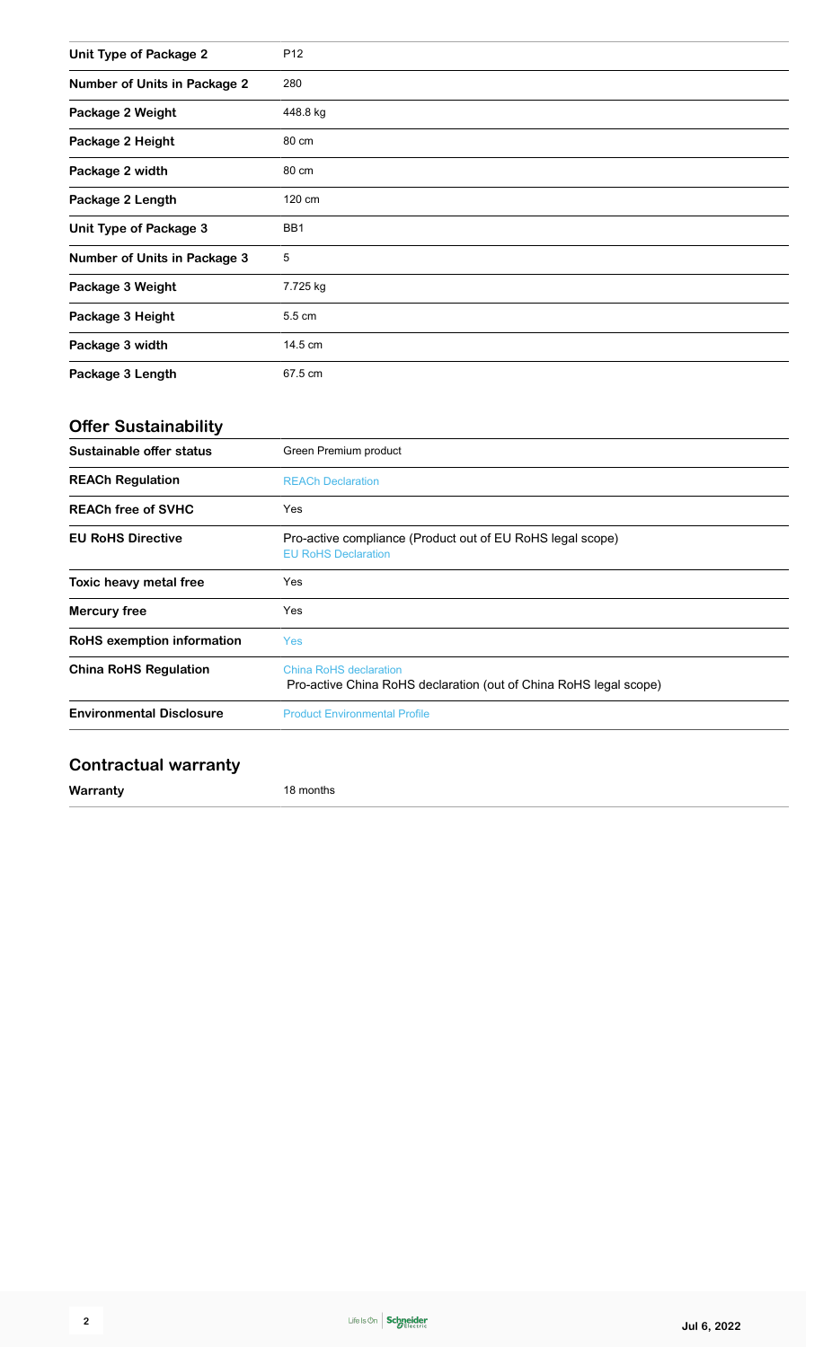| | |
|---|---|
| **Unit Type of Package 2** | P12 |
| **Number of Units in Package 2** | 280 |
| **Package 2 Weight** | 448.8 kg |
| **Package 2 Height** | 80 cm |
| **Package 2 width** | 80 cm |
| **Package 2 Length** | 120 cm |
| **Unit Type of Package 3** | BB1 |
| **Number of Units in Package 3** | 5 |
| **Package 3 Weight** | 7.725 kg |
| **Package 3 Height** | 5.5 cm |
| **Package 3 width** | 14.5 cm |
| **Package 3 Length** | 67.5 cm |

## Offer Sustainability

| | |
|---|---|
| **Sustainable offer status** | Green Premium product |
| **REACh Regulation** | REACh Declaration |
| **REACh free of SVHC** | Yes |
| **EU RoHS Directive** | Pro-active compliance (Product out of EU RoHS legal scope) EU RoHS Declaration |
| **Toxic heavy metal free** | Yes |
| **Mercury free** | Yes |
| **RoHS exemption information** | Yes |
| **China RoHS Regulation** | China RoHS declaration Pro-active China RoHS declaration (out of China RoHS legal scope) |
| **Environmental Disclosure** | Product Environmental Profile |

## Contractual warranty

| | |
|---|---|
| **Warranty** | 18 months |